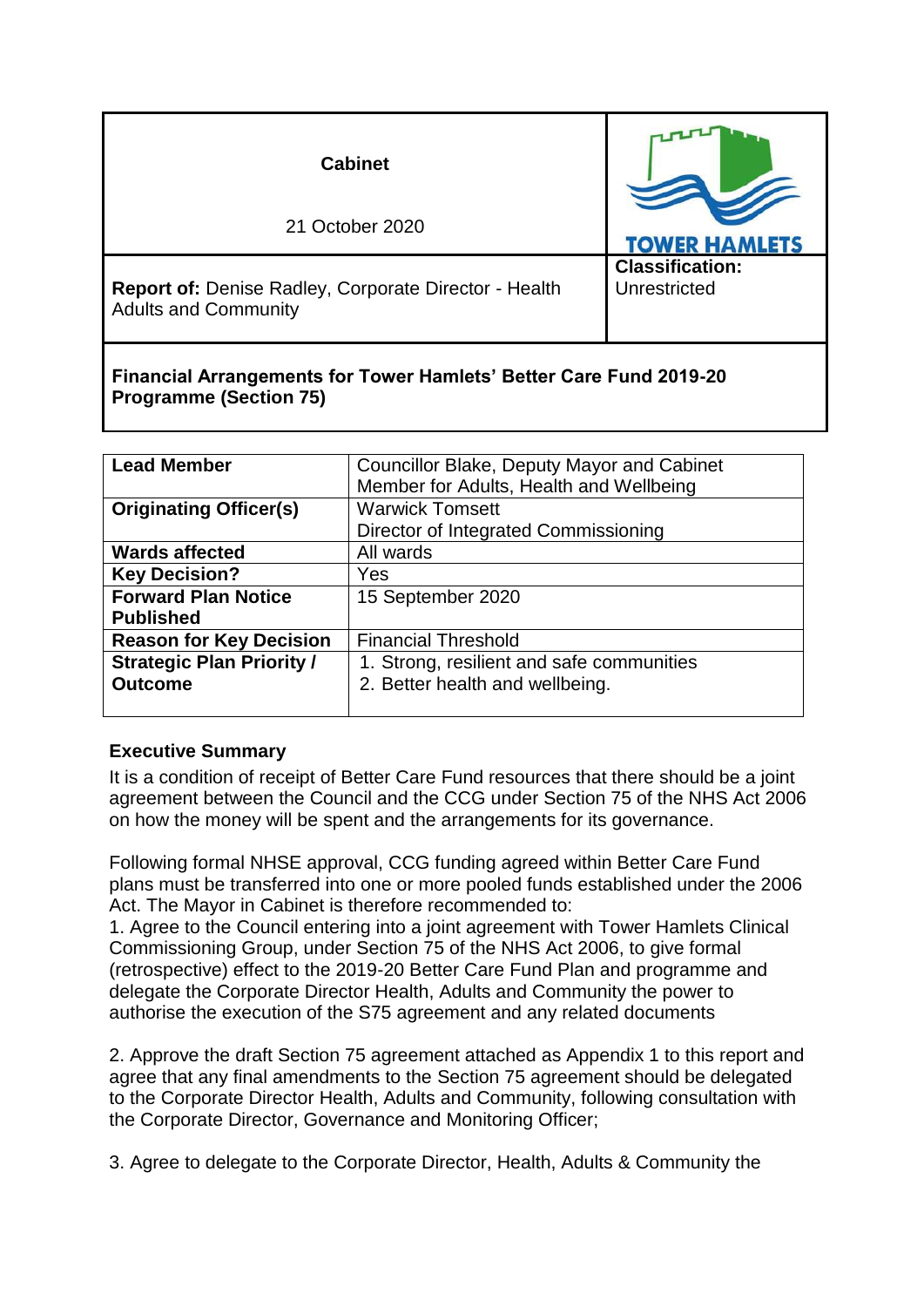| **Cabinet**<br><br>21 October 2020 | TOWER HAMLETS |
| --- | --- |
| **Report of:** Denise Radley, Corporate Director - Health Adults and Community | **Classification:**<br>Unrestricted |

**Financial Arrangements for Tower Hamlets' Better Care Fund 2019-20 Programme (Section 75)**

| **Lead Member** | Councillor Blake, Deputy Mayor and Cabinet Member for Adults, Health and Wellbeing |
| --- | --- |
| **Originating Officer(s)** | Warwick Tomsett<br>Director of Integrated Commissioning |
| **Wards affected** | All wards |
| **Key Decision?** | Yes |
| **Forward Plan Notice Published** | 15 September 2020 |
| **Reason for Key Decision** | Financial Threshold |
| **Strategic Plan Priority / Outcome** | 1. Strong, resilient and safe communities<br>2. Better health and wellbeing. |

## Executive Summary

It is a condition of receipt of Better Care Fund resources that there should be a joint agreement between the Council and the CCG under Section 75 of the NHS Act 2006 on how the money will be spent and the arrangements for its governance.

Following formal NHSE approval, CCG funding agreed within Better Care Fund plans must be transferred into one or more pooled funds established under the 2006 Act. The Mayor in Cabinet is therefore recommended to:

1. Agree to the Council entering into a joint agreement with Tower Hamlets Clinical Commissioning Group, under Section 75 of the NHS Act 2006, to give formal (retrospective) effect to the 2019-20 Better Care Fund Plan and programme and delegate the Corporate Director Health, Adults and Community the power to authorise the execution of the S75 agreement and any related documents

2. Approve the draft Section 75 agreement attached as Appendix 1 to this report and agree that any final amendments to the Section 75 agreement should be delegated to the Corporate Director Health, Adults and Community, following consultation with the Corporate Director, Governance and Monitoring Officer;

3. Agree to delegate to the Corporate Director, Health, Adults & Community the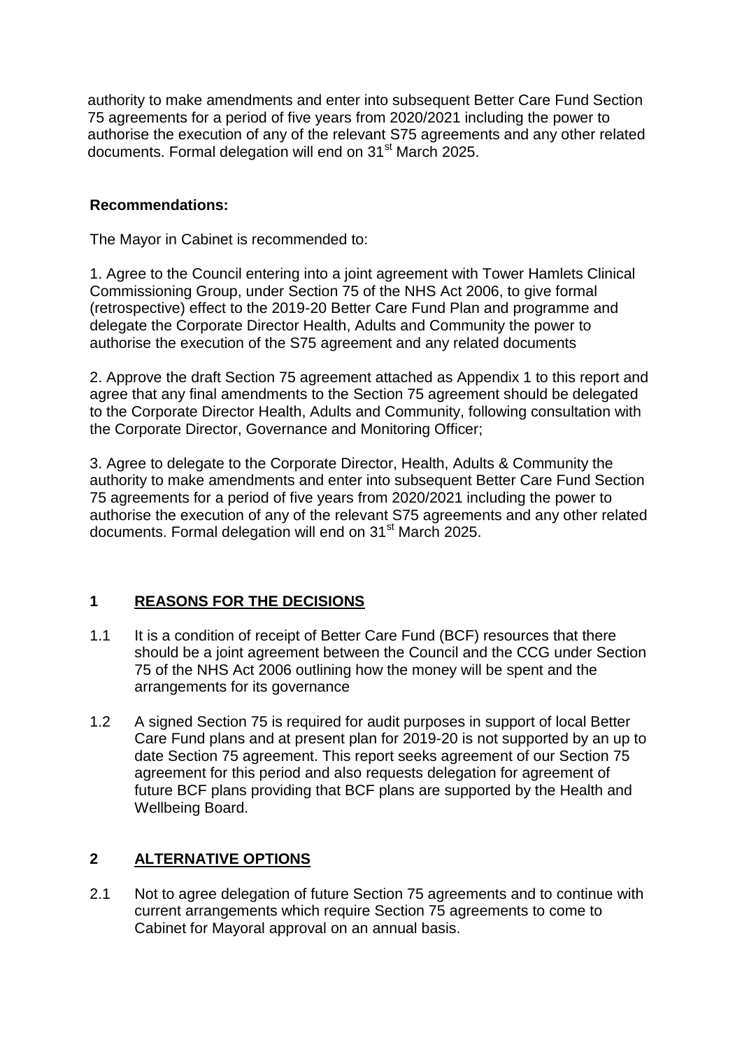authority to make amendments and enter into subsequent Better Care Fund Section 75 agreements for a period of five years from 2020/2021 including the power to authorise the execution of any of the relevant S75 agreements and any other related documents. Formal delegation will end on 31st March 2025.

**Recommendations:**

The Mayor in Cabinet is recommended to:

1. Agree to the Council entering into a joint agreement with Tower Hamlets Clinical Commissioning Group, under Section 75 of the NHS Act 2006, to give formal (retrospective) effect to the 2019-20 Better Care Fund Plan and programme and delegate the Corporate Director Health, Adults and Community the power to authorise the execution of the S75 agreement and any related documents

2. Approve the draft Section 75 agreement attached as Appendix 1 to this report and agree that any final amendments to the Section 75 agreement should be delegated to the Corporate Director Health, Adults and Community, following consultation with the Corporate Director, Governance and Monitoring Officer;

3. Agree to delegate to the Corporate Director, Health, Adults & Community the authority to make amendments and enter into subsequent Better Care Fund Section 75 agreements for a period of five years from 2020/2021 including the power to authorise the execution of any of the relevant S75 agreements and any other related documents. Formal delegation will end on 31st March 2025.

## 1 REASONS FOR THE DECISIONS

1.1 It is a condition of receipt of Better Care Fund (BCF) resources that there should be a joint agreement between the Council and the CCG under Section 75 of the NHS Act 2006 outlining how the money will be spent and the arrangements for its governance

1.2 A signed Section 75 is required for audit purposes in support of local Better Care Fund plans and at present plan for 2019-20 is not supported by an up to date Section 75 agreement. This report seeks agreement of our Section 75 agreement for this period and also requests delegation for agreement of future BCF plans providing that BCF plans are supported by the Health and Wellbeing Board.

## 2 ALTERNATIVE OPTIONS

2.1 Not to agree delegation of future Section 75 agreements and to continue with current arrangements which require Section 75 agreements to come to Cabinet for Mayoral approval on an annual basis.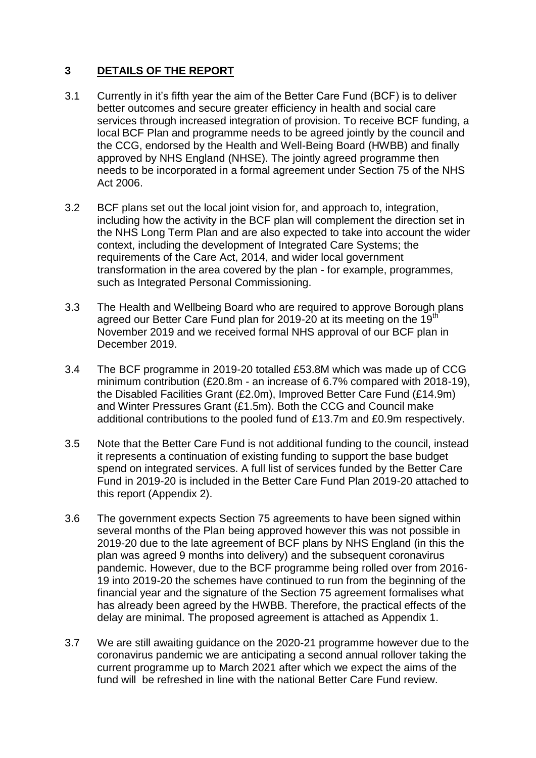## 3 DETAILS OF THE REPORT

3.1 Currently in it's fifth year the aim of the Better Care Fund (BCF) is to deliver better outcomes and secure greater efficiency in health and social care services through increased integration of provision. To receive BCF funding, a local BCF Plan and programme needs to be agreed jointly by the council and the CCG, endorsed by the Health and Well-Being Board (HWBB) and finally approved by NHS England (NHSE). The jointly agreed programme then needs to be incorporated in a formal agreement under Section 75 of the NHS Act 2006.

3.2 BCF plans set out the local joint vision for, and approach to, integration, including how the activity in the BCF plan will complement the direction set in the NHS Long Term Plan and are also expected to take into account the wider context, including the development of Integrated Care Systems; the requirements of the Care Act, 2014, and wider local government transformation in the area covered by the plan - for example, programmes, such as Integrated Personal Commissioning.

3.3 The Health and Wellbeing Board who are required to approve Borough plans agreed our Better Care Fund plan for 2019-20 at its meeting on the 19th November 2019 and we received formal NHS approval of our BCF plan in December 2019.

3.4 The BCF programme in 2019-20 totalled £53.8M which was made up of CCG minimum contribution (£20.8m - an increase of 6.7% compared with 2018-19), the Disabled Facilities Grant (£2.0m), Improved Better Care Fund (£14.9m) and Winter Pressures Grant (£1.5m). Both the CCG and Council make additional contributions to the pooled fund of £13.7m and £0.9m respectively.

3.5 Note that the Better Care Fund is not additional funding to the council, instead it represents a continuation of existing funding to support the base budget spend on integrated services. A full list of services funded by the Better Care Fund in 2019-20 is included in the Better Care Fund Plan 2019-20 attached to this report (Appendix 2).

3.6 The government expects Section 75 agreements to have been signed within several months of the Plan being approved however this was not possible in 2019-20 due to the late agreement of BCF plans by NHS England (in this the plan was agreed 9 months into delivery) and the subsequent coronavirus pandemic. However, due to the BCF programme being rolled over from 2016-19 into 2019-20 the schemes have continued to run from the beginning of the financial year and the signature of the Section 75 agreement formalises what has already been agreed by the HWBB. Therefore, the practical effects of the delay are minimal. The proposed agreement is attached as Appendix 1.

3.7 We are still awaiting guidance on the 2020-21 programme however due to the coronavirus pandemic we are anticipating a second annual rollover taking the current programme up to March 2021 after which we expect the aims of the fund will be refreshed in line with the national Better Care Fund review.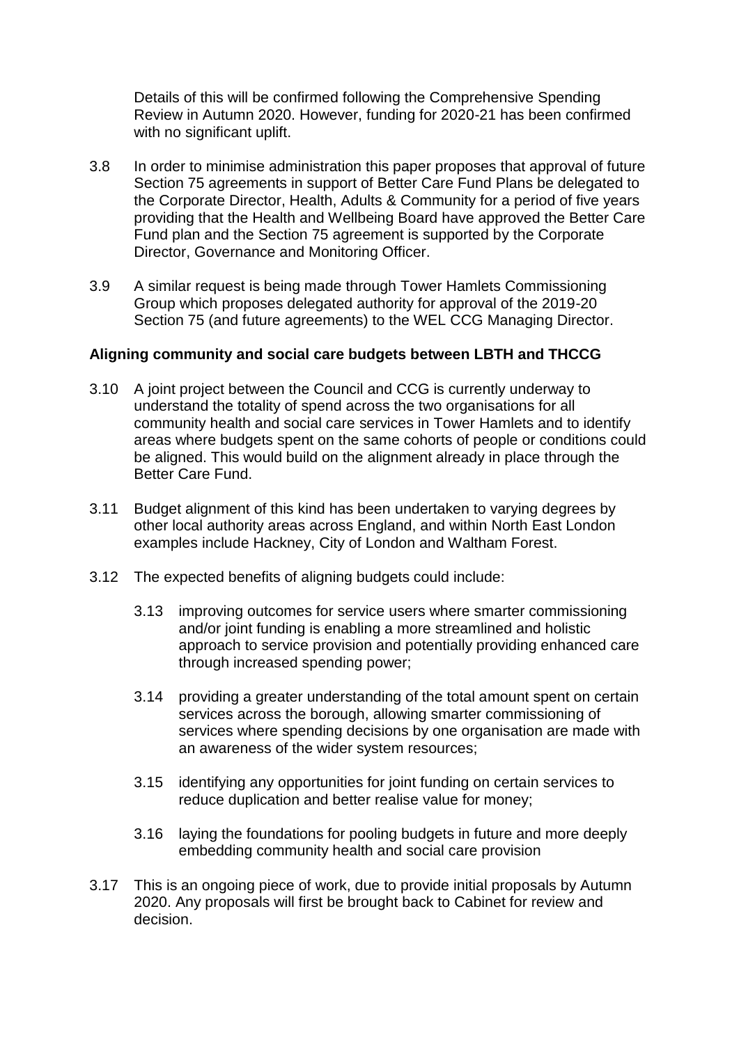Details of this will be confirmed following the Comprehensive Spending Review in Autumn 2020. However, funding for 2020-21 has been confirmed with no significant uplift.

3.8 In order to minimise administration this paper proposes that approval of future Section 75 agreements in support of Better Care Fund Plans be delegated to the Corporate Director, Health, Adults & Community for a period of five years providing that the Health and Wellbeing Board have approved the Better Care Fund plan and the Section 75 agreement is supported by the Corporate Director, Governance and Monitoring Officer.

3.9 A similar request is being made through Tower Hamlets Commissioning Group which proposes delegated authority for approval of the 2019-20 Section 75 (and future agreements) to the WEL CCG Managing Director.

**Aligning community and social care budgets between LBTH and THCCG**

3.10 A joint project between the Council and CCG is currently underway to understand the totality of spend across the two organisations for all community health and social care services in Tower Hamlets and to identify areas where budgets spent on the same cohorts of people or conditions could be aligned. This would build on the alignment already in place through the Better Care Fund.

3.11 Budget alignment of this kind has been undertaken to varying degrees by other local authority areas across England, and within North East London examples include Hackney, City of London and Waltham Forest.

3.12 The expected benefits of aligning budgets could include:

- 3.13 improving outcomes for service users where smarter commissioning and/or joint funding is enabling a more streamlined and holistic approach to service provision and potentially providing enhanced care through increased spending power;
- 3.14 providing a greater understanding of the total amount spent on certain services across the borough, allowing smarter commissioning of services where spending decisions by one organisation are made with an awareness of the wider system resources;
- 3.15 identifying any opportunities for joint funding on certain services to reduce duplication and better realise value for money;
- 3.16 laying the foundations for pooling budgets in future and more deeply embedding community health and social care provision

3.17 This is an ongoing piece of work, due to provide initial proposals by Autumn 2020. Any proposals will first be brought back to Cabinet for review and decision.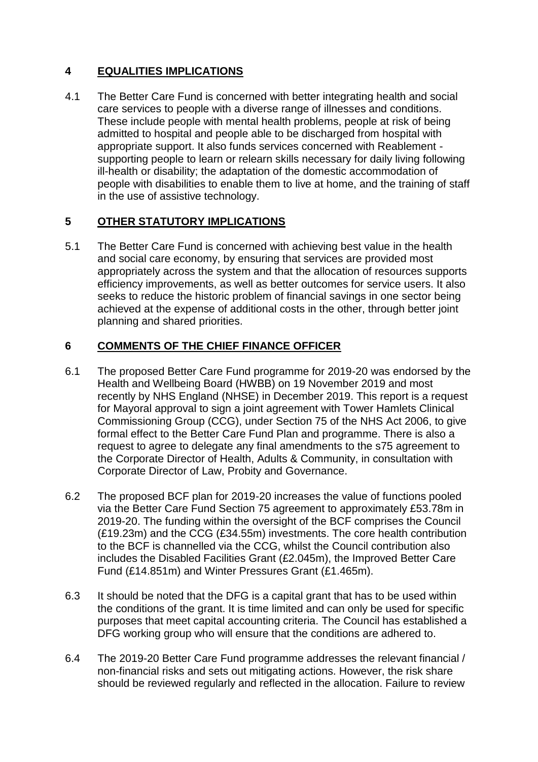## 4 EQUALITIES IMPLICATIONS

4.1 The Better Care Fund is concerned with better integrating health and social care services to people with a diverse range of illnesses and conditions. These include people with mental health problems, people at risk of being admitted to hospital and people able to be discharged from hospital with appropriate support. It also funds services concerned with Reablement - supporting people to learn or relearn skills necessary for daily living following ill-health or disability; the adaptation of the domestic accommodation of people with disabilities to enable them to live at home, and the training of staff in the use of assistive technology.

## 5 OTHER STATUTORY IMPLICATIONS

5.1 The Better Care Fund is concerned with achieving best value in the health and social care economy, by ensuring that services are provided most appropriately across the system and that the allocation of resources supports efficiency improvements, as well as better outcomes for service users. It also seeks to reduce the historic problem of financial savings in one sector being achieved at the expense of additional costs in the other, through better joint planning and shared priorities.

## 6 COMMENTS OF THE CHIEF FINANCE OFFICER

6.1 The proposed Better Care Fund programme for 2019-20 was endorsed by the Health and Wellbeing Board (HWBB) on 19 November 2019 and most recently by NHS England (NHSE) in December 2019. This report is a request for Mayoral approval to sign a joint agreement with Tower Hamlets Clinical Commissioning Group (CCG), under Section 75 of the NHS Act 2006, to give formal effect to the Better Care Fund Plan and programme. There is also a request to agree to delegate any final amendments to the s75 agreement to the Corporate Director of Health, Adults & Community, in consultation with Corporate Director of Law, Probity and Governance.

6.2 The proposed BCF plan for 2019-20 increases the value of functions pooled via the Better Care Fund Section 75 agreement to approximately £53.78m in 2019-20. The funding within the oversight of the BCF comprises the Council (£19.23m) and the CCG (£34.55m) investments. The core health contribution to the BCF is channelled via the CCG, whilst the Council contribution also includes the Disabled Facilities Grant (£2.045m), the Improved Better Care Fund (£14.851m) and Winter Pressures Grant (£1.465m).

6.3 It should be noted that the DFG is a capital grant that has to be used within the conditions of the grant. It is time limited and can only be used for specific purposes that meet capital accounting criteria. The Council has established a DFG working group who will ensure that the conditions are adhered to.

6.4 The 2019-20 Better Care Fund programme addresses the relevant financial / non-financial risks and sets out mitigating actions. However, the risk share should be reviewed regularly and reflected in the allocation. Failure to review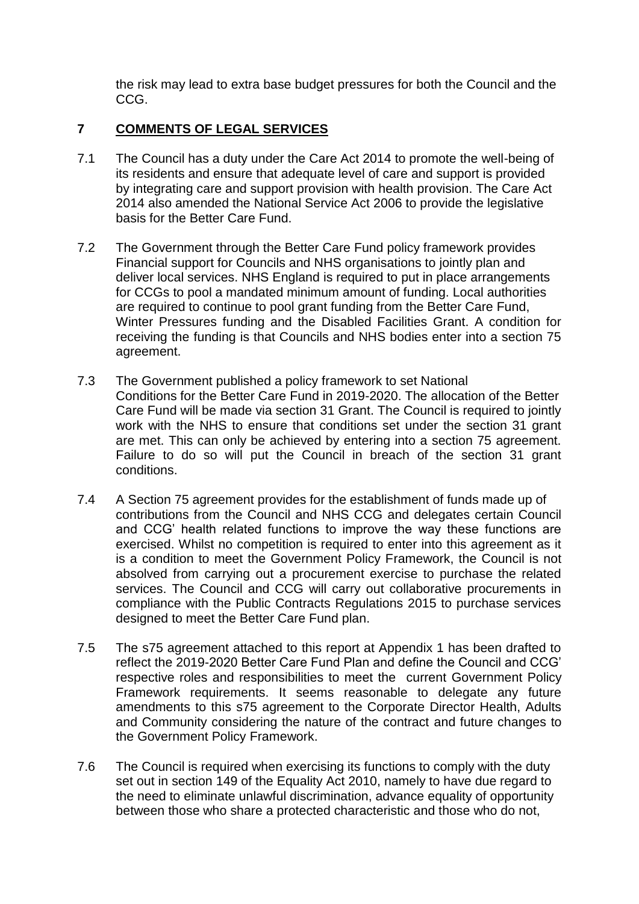the risk may lead to extra base budget pressures for both the Council and the CCG.

## 7 COMMENTS OF LEGAL SERVICES

7.1 The Council has a duty under the Care Act 2014 to promote the well-being of its residents and ensure that adequate level of care and support is provided by integrating care and support provision with health provision. The Care Act 2014 also amended the National Service Act 2006 to provide the legislative basis for the Better Care Fund.

7.2 The Government through the Better Care Fund policy framework provides Financial support for Councils and NHS organisations to jointly plan and deliver local services. NHS England is required to put in place arrangements for CCGs to pool a mandated minimum amount of funding. Local authorities are required to continue to pool grant funding from the Better Care Fund, Winter Pressures funding and the Disabled Facilities Grant. A condition for receiving the funding is that Councils and NHS bodies enter into a section 75 agreement.

7.3 The Government published a policy framework to set National Conditions for the Better Care Fund in 2019-2020. The allocation of the Better Care Fund will be made via section 31 Grant. The Council is required to jointly work with the NHS to ensure that conditions set under the section 31 grant are met. This can only be achieved by entering into a section 75 agreement. Failure to do so will put the Council in breach of the section 31 grant conditions.

7.4 A Section 75 agreement provides for the establishment of funds made up of contributions from the Council and NHS CCG and delegates certain Council and CCG' health related functions to improve the way these functions are exercised. Whilst no competition is required to enter into this agreement as it is a condition to meet the Government Policy Framework, the Council is not absolved from carrying out a procurement exercise to purchase the related services. The Council and CCG will carry out collaborative procurements in compliance with the Public Contracts Regulations 2015 to purchase services designed to meet the Better Care Fund plan.

7.5 The s75 agreement attached to this report at Appendix 1 has been drafted to reflect the 2019-2020 Better Care Fund Plan and define the Council and CCG' respective roles and responsibilities to meet the current Government Policy Framework requirements. It seems reasonable to delegate any future amendments to this s75 agreement to the Corporate Director Health, Adults and Community considering the nature of the contract and future changes to the Government Policy Framework.

7.6 The Council is required when exercising its functions to comply with the duty set out in section 149 of the Equality Act 2010, namely to have due regard to the need to eliminate unlawful discrimination, advance equality of opportunity between those who share a protected characteristic and those who do not,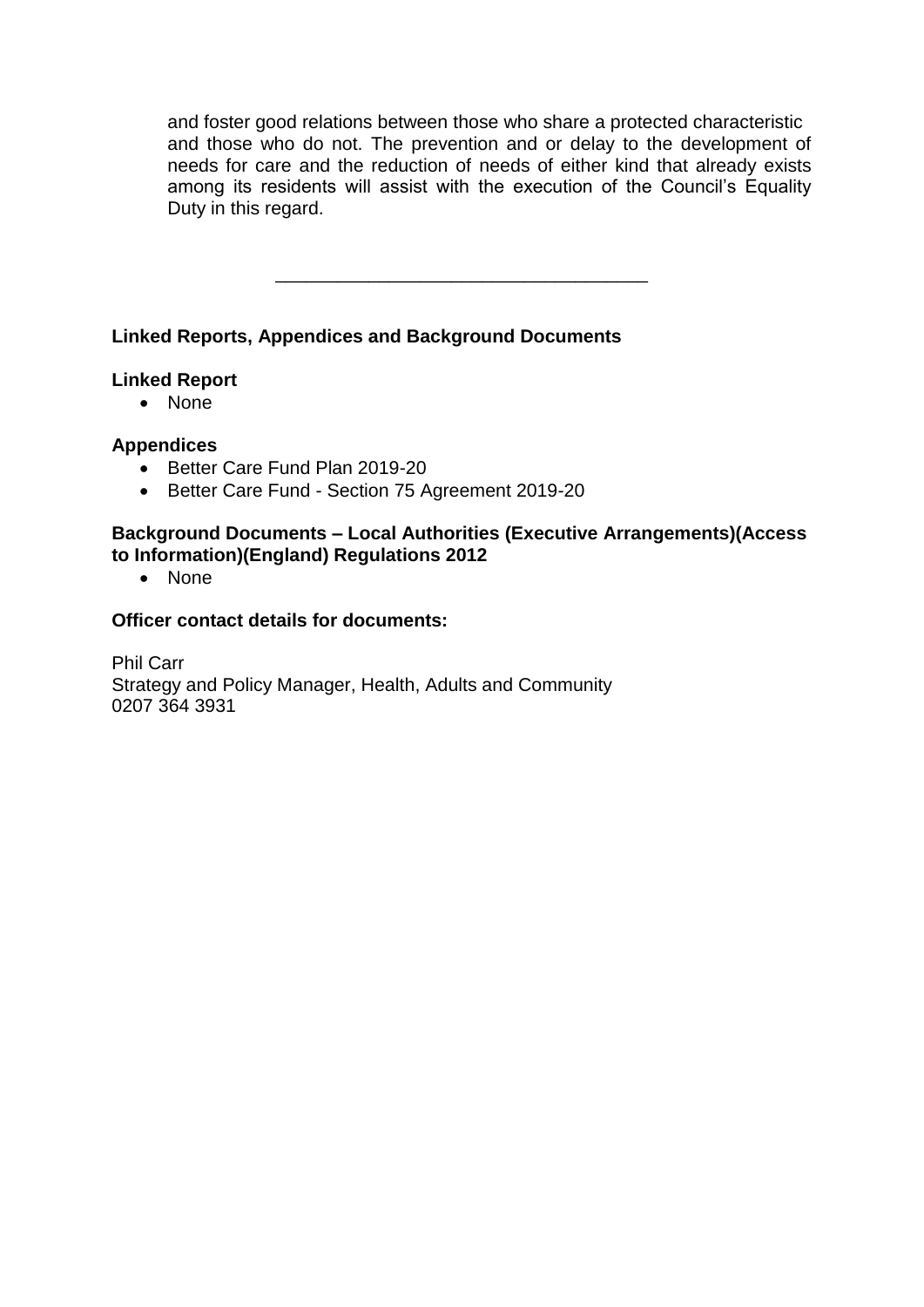and foster good relations between those who share a protected characteristic and those who do not. The prevention and or delay to the development of needs for care and the reduction of needs of either kind that already exists among its residents will assist with the execution of the Council's Equality Duty in this regard.

---

**Linked Reports, Appendices and Background Documents**

**Linked Report**

- None

**Appendices**

- Better Care Fund Plan 2019-20
- Better Care Fund - Section 75 Agreement 2019-20

**Background Documents – Local Authorities (Executive Arrangements)(Access to Information)(England) Regulations 2012**

- None

**Officer contact details for documents:**

Phil Carr
Strategy and Policy Manager, Health, Adults and Community
0207 364 3931